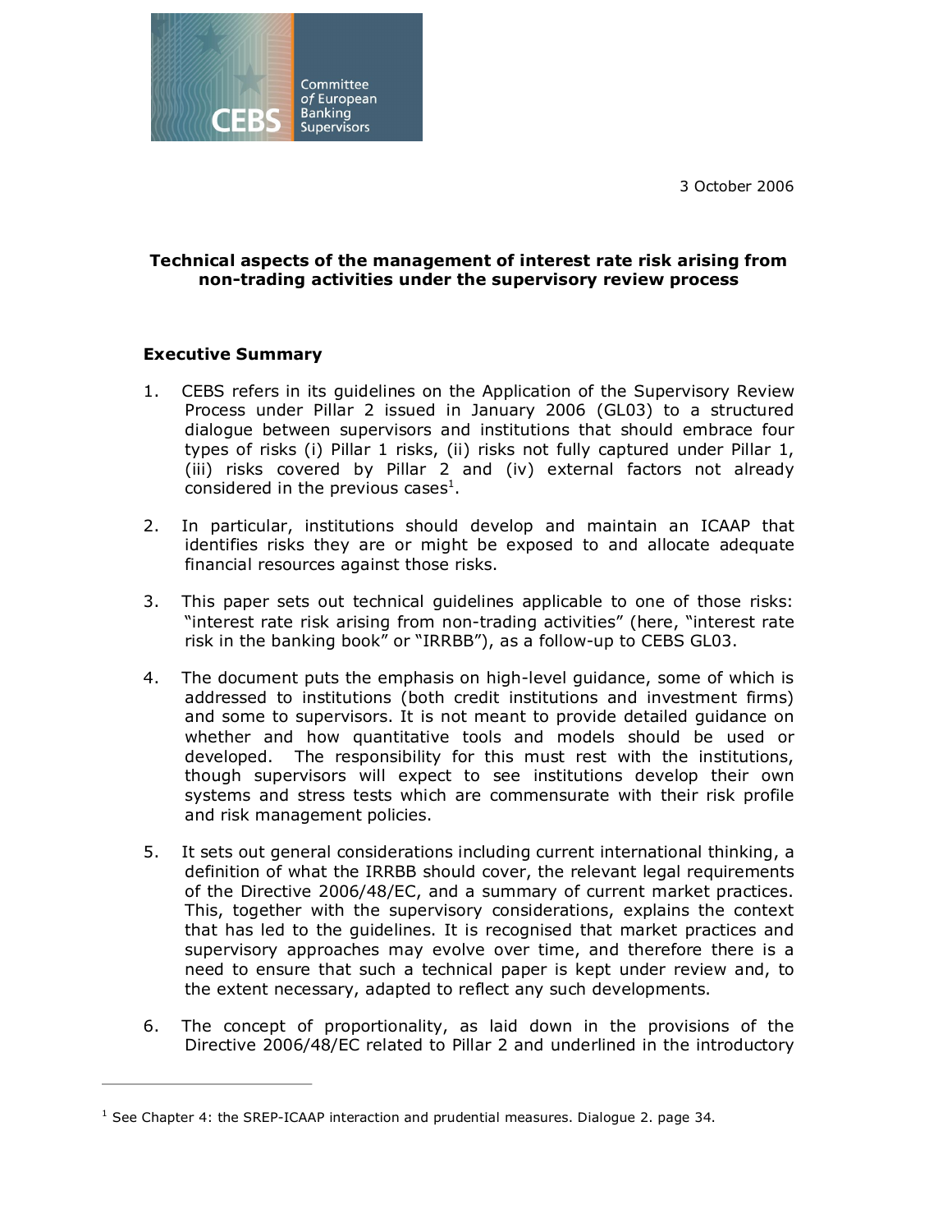Committee of European Banking Supervisors

3 October 2006

**Technical aspects of the management of interest rate risk arising from non-trading activities under the supervisory review process**

## Executive Summary

1. CEBS refers in its guidelines on the Application of the Supervisory Review Process under Pillar 2 issued in January 2006 (GL03) to a structured dialogue between supervisors and institutions that should embrace four types of risks (i) Pillar 1 risks, (ii) risks not fully captured under Pillar 1, (iii) risks covered by Pillar 2 and (iv) external factors not already considered in the previous cases[1].

2. In particular, institutions should develop and maintain an ICAAP that identifies risks they are or might be exposed to and allocate adequate financial resources against those risks.

3. This paper sets out technical guidelines applicable to one of those risks: "interest rate risk arising from non-trading activities" (here, "interest rate risk in the banking book" or "IRRBB"), as a follow-up to CEBS GL03.

4. The document puts the emphasis on high-level guidance, some of which is addressed to institutions (both credit institutions and investment firms) and some to supervisors. It is not meant to provide detailed guidance on whether and how quantitative tools and models should be used or developed. The responsibility for this must rest with the institutions, though supervisors will expect to see institutions develop their own systems and stress tests which are commensurate with their risk profile and risk management policies.

5. It sets out general considerations including current international thinking, a definition of what the IRRBB should cover, the relevant legal requirements of the Directive 2006/48/EC, and a summary of current market practices. This, together with the supervisory considerations, explains the context that has led to the guidelines. It is recognised that market practices and supervisory approaches may evolve over time, and therefore there is a need to ensure that such a technical paper is kept under review and, to the extent necessary, adapted to reflect any such developments.

6. The concept of proportionality, as laid down in the provisions of the Directive 2006/48/EC related to Pillar 2 and underlined in the introductory

---

[1] See Chapter 4: the SREP-ICAAP interaction and prudential measures. Dialogue 2. page 34.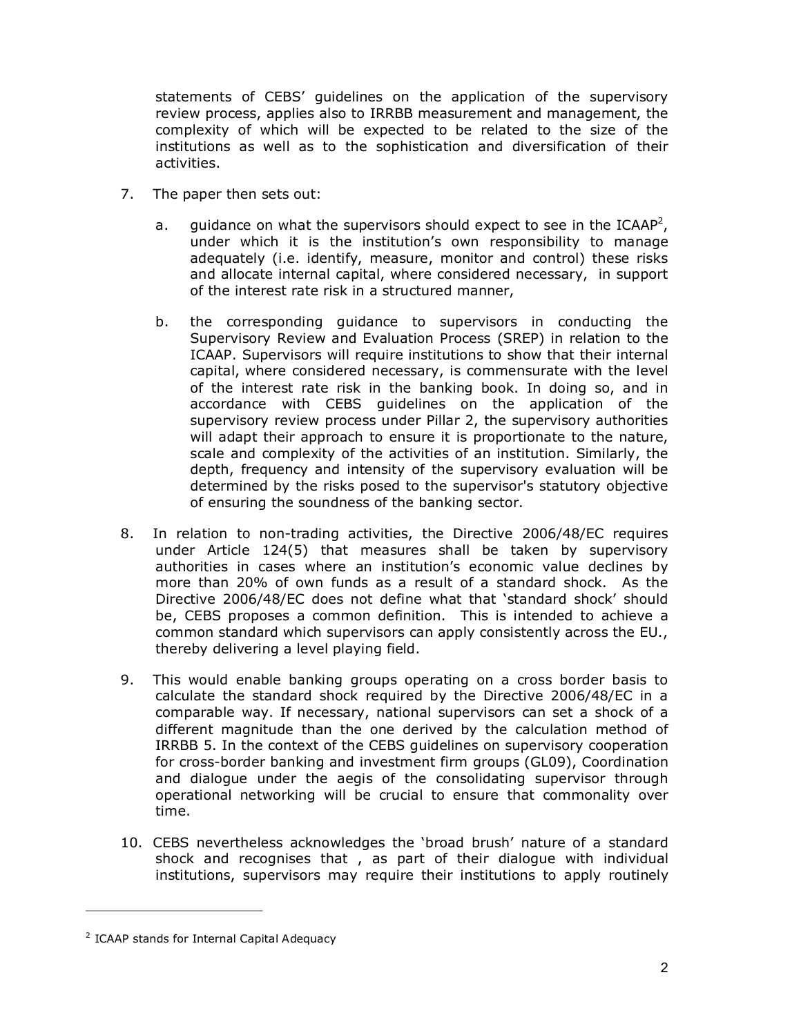statements of CEBS' guidelines on the application of the supervisory review process, applies also to IRRBB measurement and management, the complexity of which will be expected to be related to the size of the institutions as well as to the sophistication and diversification of their activities.

7. The paper then sets out:

   a. guidance on what the supervisors should expect to see in the ICAAP[2], under which it is the institution's own responsibility to manage adequately (i.e. identify, measure, monitor and control) these risks and allocate internal capital, where considered necessary, in support of the interest rate risk in a structured manner,

   b. the corresponding guidance to supervisors in conducting the Supervisory Review and Evaluation Process (SREP) in relation to the ICAAP. Supervisors will require institutions to show that their internal capital, where considered necessary, is commensurate with the level of the interest rate risk in the banking book. In doing so, and in accordance with CEBS guidelines on the application of the supervisory review process under Pillar 2, the supervisory authorities will adapt their approach to ensure it is proportionate to the nature, scale and complexity of the activities of an institution. Similarly, the depth, frequency and intensity of the supervisory evaluation will be determined by the risks posed to the supervisor's statutory objective of ensuring the soundness of the banking sector.

8. In relation to non-trading activities, the Directive 2006/48/EC requires under Article 124(5) that measures shall be taken by supervisory authorities in cases where an institution's economic value declines by more than 20% of own funds as a result of a standard shock. As the Directive 2006/48/EC does not define what that 'standard shock' should be, CEBS proposes a common definition. This is intended to achieve a common standard which supervisors can apply consistently across the EU., thereby delivering a level playing field.

9. This would enable banking groups operating on a cross border basis to calculate the standard shock required by the Directive 2006/48/EC in a comparable way. If necessary, national supervisors can set a shock of a different magnitude than the one derived by the calculation method of IRRBB 5. In the context of the CEBS guidelines on supervisory cooperation for cross-border banking and investment firm groups (GL09), Coordination and dialogue under the aegis of the consolidating supervisor through operational networking will be crucial to ensure that commonality over time.

10. CEBS nevertheless acknowledges the 'broad brush' nature of a standard shock and recognises that , as part of their dialogue with individual institutions, supervisors may require their institutions to apply routinely

---

[2] ICAAP stands for Internal Capital Adequacy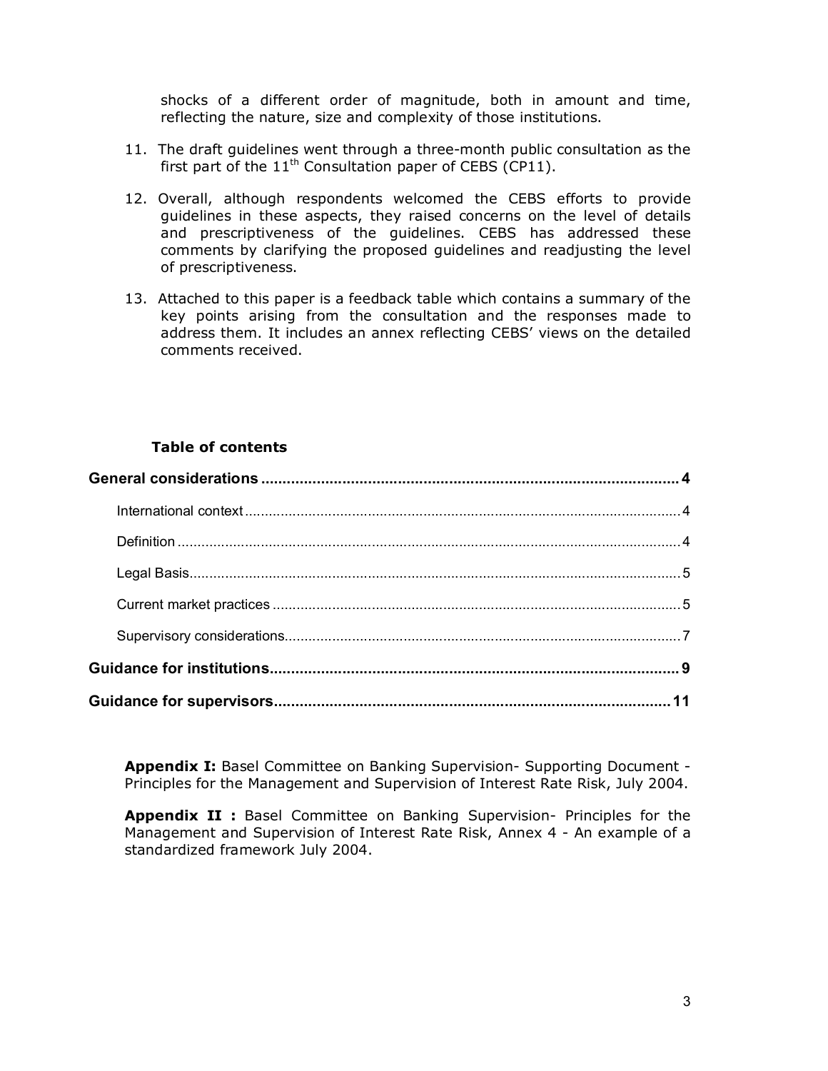shocks of a different order of magnitude, both in amount and time, reflecting the nature, size and complexity of those institutions.

11. The draft guidelines went through a three-month public consultation as the first part of the $11^{th}$ Consultation paper of CEBS (CP11).

12. Overall, although respondents welcomed the CEBS efforts to provide guidelines in these aspects, they raised concerns on the level of details and prescriptiveness of the guidelines. CEBS has addressed these comments by clarifying the proposed guidelines and readjusting the level of prescriptiveness.

13. Attached to this paper is a feedback table which contains a summary of the key points arising from the consultation and the responses made to address them. It includes an annex reflecting CEBS' views on the detailed comments received.

**Table of contents**

**General considerations .................................................................................................. 4**

International context ............................................................................................................. 4

Definition .............................................................................................................................. 4

Legal Basis............................................................................................................................ 5

Current market practices ...................................................................................................... 5

Supervisory considerations.................................................................................................... 7

**Guidance for institutions................................................................................................ 9**

**Guidance for supervisors............................................................................................. 11**

**Appendix I:** Basel Committee on Banking Supervision- Supporting Document - Principles for the Management and Supervision of Interest Rate Risk, July 2004.

**Appendix II :** Basel Committee on Banking Supervision- Principles for the Management and Supervision of Interest Rate Risk, Annex 4 - An example of a standardized framework July 2004.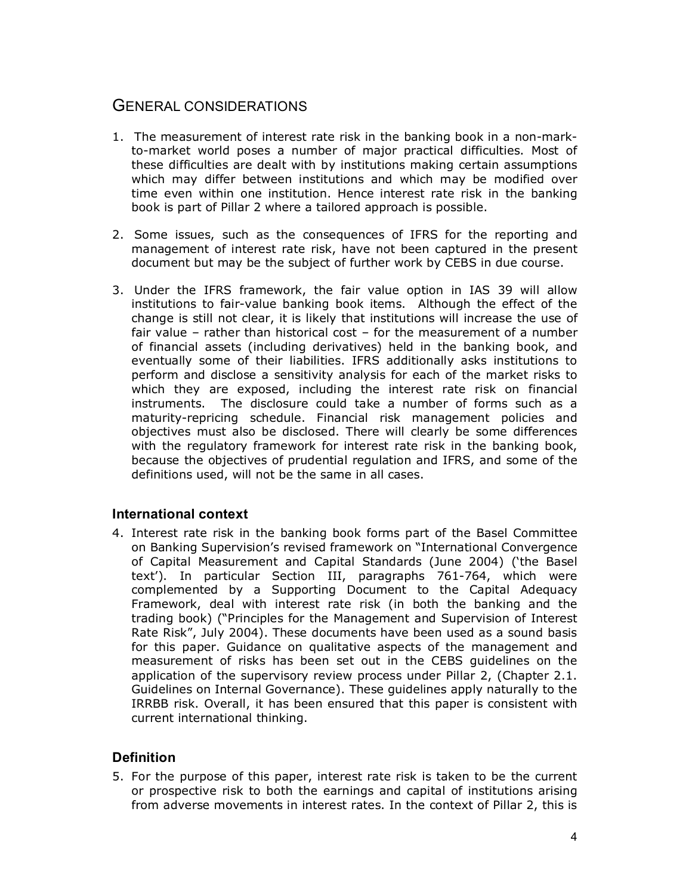## GENERAL CONSIDERATIONS

1. The measurement of interest rate risk in the banking book in a non-mark-to-market world poses a number of major practical difficulties. Most of these difficulties are dealt with by institutions making certain assumptions which may differ between institutions and which may be modified over time even within one institution. Hence interest rate risk in the banking book is part of Pillar 2 where a tailored approach is possible.

2. Some issues, such as the consequences of IFRS for the reporting and management of interest rate risk, have not been captured in the present document but may be the subject of further work by CEBS in due course.

3. Under the IFRS framework, the fair value option in IAS 39 will allow institutions to fair-value banking book items. Although the effect of the change is still not clear, it is likely that institutions will increase the use of fair value – rather than historical cost – for the measurement of a number of financial assets (including derivatives) held in the banking book, and eventually some of their liabilities. IFRS additionally asks institutions to perform and disclose a sensitivity analysis for each of the market risks to which they are exposed, including the interest rate risk on financial instruments. The disclosure could take a number of forms such as a maturity-repricing schedule. Financial risk management policies and objectives must also be disclosed. There will clearly be some differences with the regulatory framework for interest rate risk in the banking book, because the objectives of prudential regulation and IFRS, and some of the definitions used, will not be the same in all cases.

### International context

4. Interest rate risk in the banking book forms part of the Basel Committee on Banking Supervision's revised framework on "International Convergence of Capital Measurement and Capital Standards (June 2004) ('the Basel text'). In particular Section III, paragraphs 761-764, which were complemented by a Supporting Document to the Capital Adequacy Framework, deal with interest rate risk (in both the banking and the trading book) ("Principles for the Management and Supervision of Interest Rate Risk", July 2004). These documents have been used as a sound basis for this paper. Guidance on qualitative aspects of the management and measurement of risks has been set out in the CEBS guidelines on the application of the supervisory review process under Pillar 2, (Chapter 2.1. Guidelines on Internal Governance). These guidelines apply naturally to the IRRBB risk. Overall, it has been ensured that this paper is consistent with current international thinking.

### Definition

5. For the purpose of this paper, interest rate risk is taken to be the current or prospective risk to both the earnings and capital of institutions arising from adverse movements in interest rates. In the context of Pillar 2, this is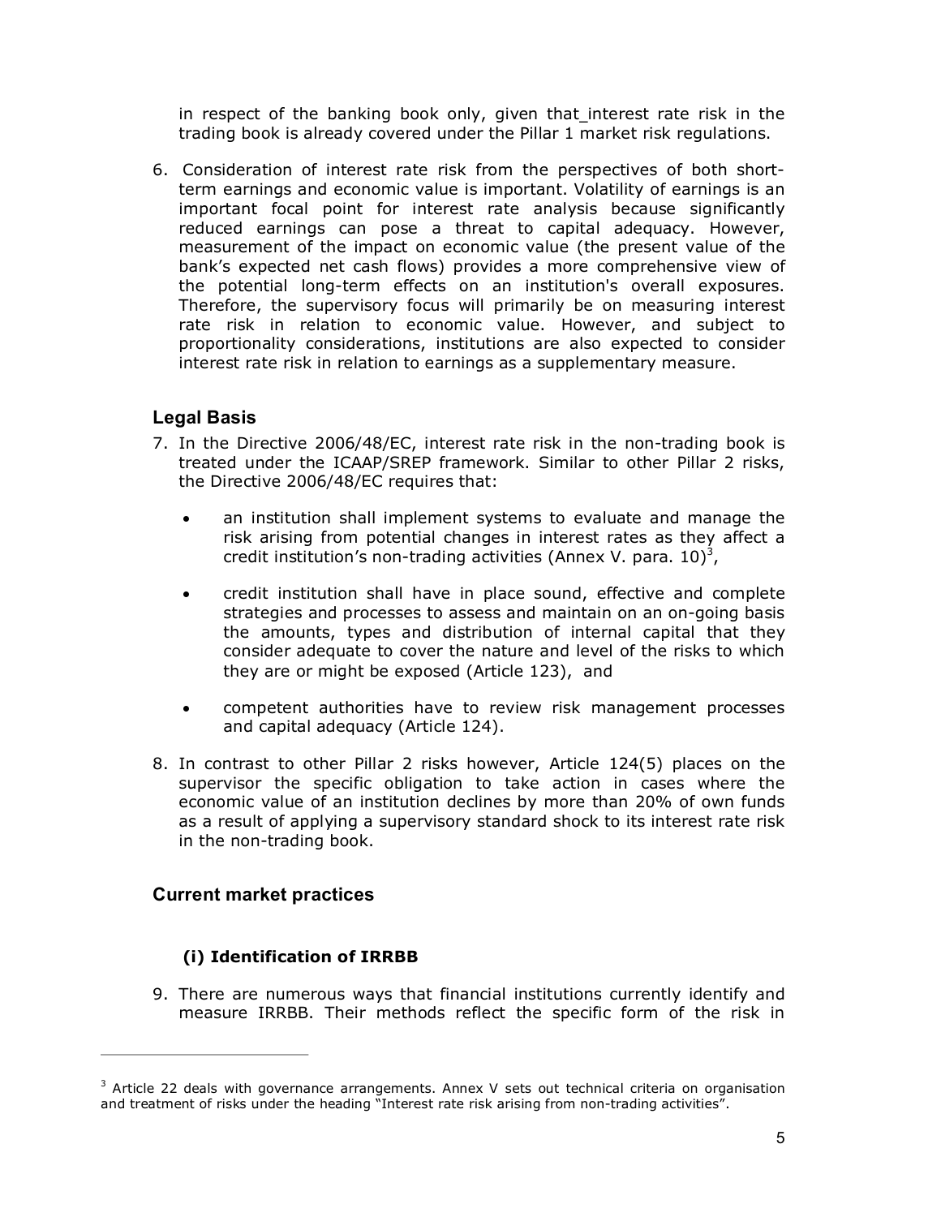in respect of the banking book only, given that_interest rate risk in the trading book is already covered under the Pillar 1 market risk regulations.

6. Consideration of interest rate risk from the perspectives of both short-term earnings and economic value is important. Volatility of earnings is an important focal point for interest rate analysis because significantly reduced earnings can pose a threat to capital adequacy. However, measurement of the impact on economic value (the present value of the bank's expected net cash flows) provides a more comprehensive view of the potential long-term effects on an institution's overall exposures. Therefore, the supervisory focus will primarily be on measuring interest rate risk in relation to economic value. However, and subject to proportionality considerations, institutions are also expected to consider interest rate risk in relation to earnings as a supplementary measure.

## Legal Basis

7. In the Directive 2006/48/EC, interest rate risk in the non-trading book is treated under the ICAAP/SREP framework. Similar to other Pillar 2 risks, the Directive 2006/48/EC requires that:

   - an institution shall implement systems to evaluate and manage the risk arising from potential changes in interest rates as they affect a credit institution's non-trading activities (Annex V. para. 10)[3],
   - credit institution shall have in place sound, effective and complete strategies and processes to assess and maintain on an on-going basis the amounts, types and distribution of internal capital that they consider adequate to cover the nature and level of the risks to which they are or might be exposed (Article 123), and
   - competent authorities have to review risk management processes and capital adequacy (Article 124).

8. In contrast to other Pillar 2 risks however, Article 124(5) places on the supervisor the specific obligation to take action in cases where the economic value of an institution declines by more than 20% of own funds as a result of applying a supervisory standard shock to its interest rate risk in the non-trading book.

## Current market practices

### (i) Identification of IRRBB

9. There are numerous ways that financial institutions currently identify and measure IRRBB. Their methods reflect the specific form of the risk in

[3] Article 22 deals with governance arrangements. Annex V sets out technical criteria on organisation and treatment of risks under the heading "Interest rate risk arising from non-trading activities".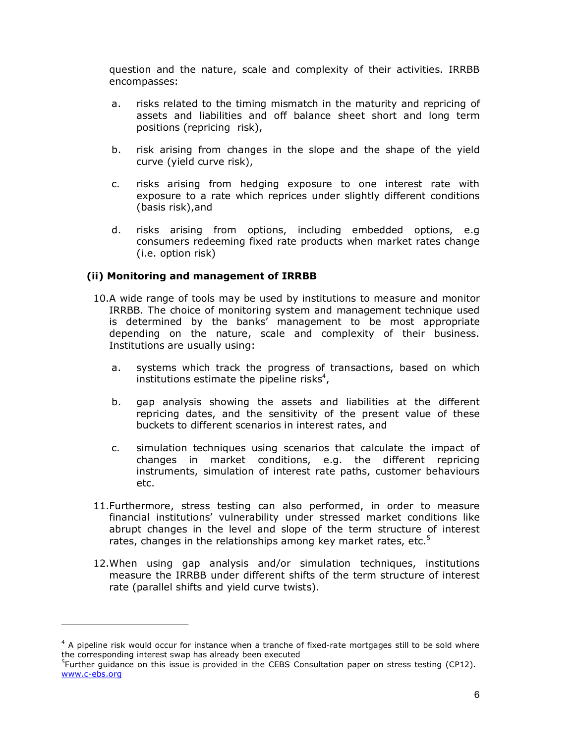question and the nature, scale and complexity of their activities. IRRBB encompasses:

a. risks related to the timing mismatch in the maturity and repricing of assets and liabilities and off balance sheet short and long term positions (repricing risk),

b. risk arising from changes in the slope and the shape of the yield curve (yield curve risk),

c. risks arising from hedging exposure to one interest rate with exposure to a rate which reprices under slightly different conditions (basis risk),and

d. risks arising from options, including embedded options, e.g consumers redeeming fixed rate products when market rates change (i.e. option risk)

### (ii) Monitoring and management of IRRBB

10. A wide range of tools may be used by institutions to measure and monitor IRRBB. The choice of monitoring system and management technique used is determined by the banks' management to be most appropriate depending on the nature, scale and complexity of their business. Institutions are usually using:

    a. systems which track the progress of transactions, based on which institutions estimate the pipeline risks[4],

    b. gap analysis showing the assets and liabilities at the different repricing dates, and the sensitivity of the present value of these buckets to different scenarios in interest rates, and

    c. simulation techniques using scenarios that calculate the impact of changes in market conditions, e.g. the different repricing instruments, simulation of interest rate paths, customer behaviours etc.

11. Furthermore, stress testing can also performed, in order to measure financial institutions' vulnerability under stressed market conditions like abrupt changes in the level and slope of the term structure of interest rates, changes in the relationships among key market rates, etc.[5]

12. When using gap analysis and/or simulation techniques, institutions measure the IRRBB under different shifts of the term structure of interest rate (parallel shifts and yield curve twists).

---

[4] A pipeline risk would occur for instance when a tranche of fixed-rate mortgages still to be sold where the corresponding interest swap has already been executed

[5] Further guidance on this issue is provided in the CEBS Consultation paper on stress testing (CP12). www.c-ebs.org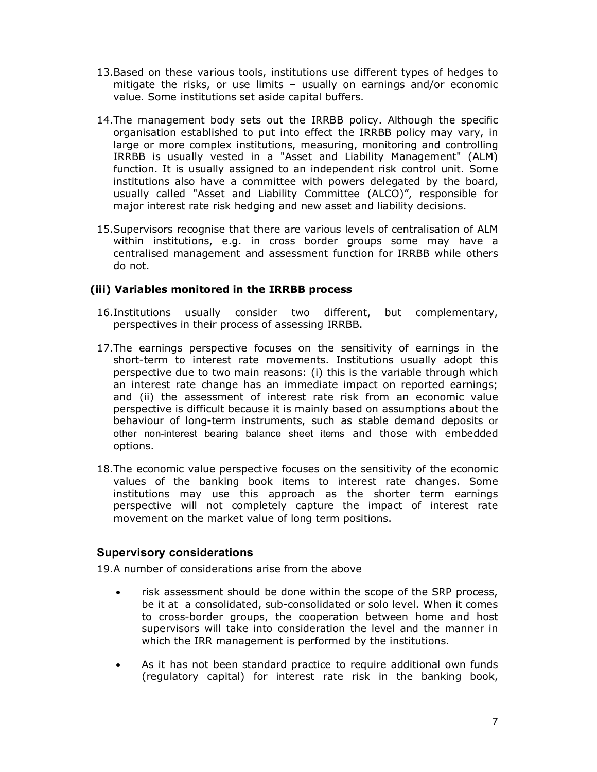13. Based on these various tools, institutions use different types of hedges to mitigate the risks, or use limits – usually on earnings and/or economic value. Some institutions set aside capital buffers.

14. The management body sets out the IRRBB policy. Although the specific organisation established to put into effect the IRRBB policy may vary, in large or more complex institutions, measuring, monitoring and controlling IRRBB is usually vested in a "Asset and Liability Management" (ALM) function. It is usually assigned to an independent risk control unit. Some institutions also have a committee with powers delegated by the board, usually called "Asset and Liability Committee (ALCO)", responsible for major interest rate risk hedging and new asset and liability decisions.

15. Supervisors recognise that there are various levels of centralisation of ALM within institutions, e.g. in cross border groups some may have a centralised management and assessment function for IRRBB while others do not.

### (iii) Variables monitored in the IRRBB process

16. Institutions usually consider two different, but complementary, perspectives in their process of assessing IRRBB.

17. The earnings perspective focuses on the sensitivity of earnings in the short-term to interest rate movements. Institutions usually adopt this perspective due to two main reasons: (i) this is the variable through which an interest rate change has an immediate impact on reported earnings; and (ii) the assessment of interest rate risk from an economic value perspective is difficult because it is mainly based on assumptions about the behaviour of long-term instruments, such as stable demand deposits or other non-interest bearing balance sheet items and those with embedded options.

18. The economic value perspective focuses on the sensitivity of the economic values of the banking book items to interest rate changes. Some institutions may use this approach as the shorter term earnings perspective will not completely capture the impact of interest rate movement on the market value of long term positions.

## Supervisory considerations

19. A number of considerations arise from the above

- risk assessment should be done within the scope of the SRP process, be it at a consolidated, sub-consolidated or solo level. When it comes to cross-border groups, the cooperation between home and host supervisors will take into consideration the level and the manner in which the IRR management is performed by the institutions.

- As it has not been standard practice to require additional own funds (regulatory capital) for interest rate risk in the banking book,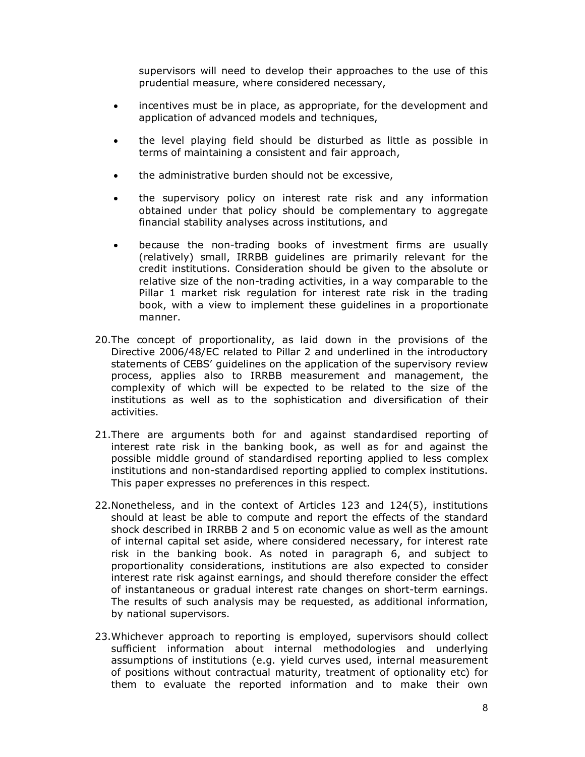supervisors will need to develop their approaches to the use of this prudential measure, where considered necessary,

- incentives must be in place, as appropriate, for the development and application of advanced models and techniques,
- the level playing field should be disturbed as little as possible in terms of maintaining a consistent and fair approach,
- the administrative burden should not be excessive,
- the supervisory policy on interest rate risk and any information obtained under that policy should be complementary to aggregate financial stability analyses across institutions, and
- because the non-trading books of investment firms are usually (relatively) small, IRRBB guidelines are primarily relevant for the credit institutions. Consideration should be given to the absolute or relative size of the non-trading activities, in a way comparable to the Pillar 1 market risk regulation for interest rate risk in the trading book, with a view to implement these guidelines in a proportionate manner.

20. The concept of proportionality, as laid down in the provisions of the Directive 2006/48/EC related to Pillar 2 and underlined in the introductory statements of CEBS' guidelines on the application of the supervisory review process, applies also to IRRBB measurement and management, the complexity of which will be expected to be related to the size of the institutions as well as to the sophistication and diversification of their activities.

21. There are arguments both for and against standardised reporting of interest rate risk in the banking book, as well as for and against the possible middle ground of standardised reporting applied to less complex institutions and non-standardised reporting applied to complex institutions. This paper expresses no preferences in this respect.

22. Nonetheless, and in the context of Articles 123 and 124(5), institutions should at least be able to compute and report the effects of the standard shock described in IRRBB 2 and 5 on economic value as well as the amount of internal capital set aside, where considered necessary, for interest rate risk in the banking book. As noted in paragraph 6, and subject to proportionality considerations, institutions are also expected to consider interest rate risk against earnings, and should therefore consider the effect of instantaneous or gradual interest rate changes on short-term earnings. The results of such analysis may be requested, as additional information, by national supervisors.

23. Whichever approach to reporting is employed, supervisors should collect sufficient information about internal methodologies and underlying assumptions of institutions (e.g. yield curves used, internal measurement of positions without contractual maturity, treatment of optionality etc) for them to evaluate the reported information and to make their own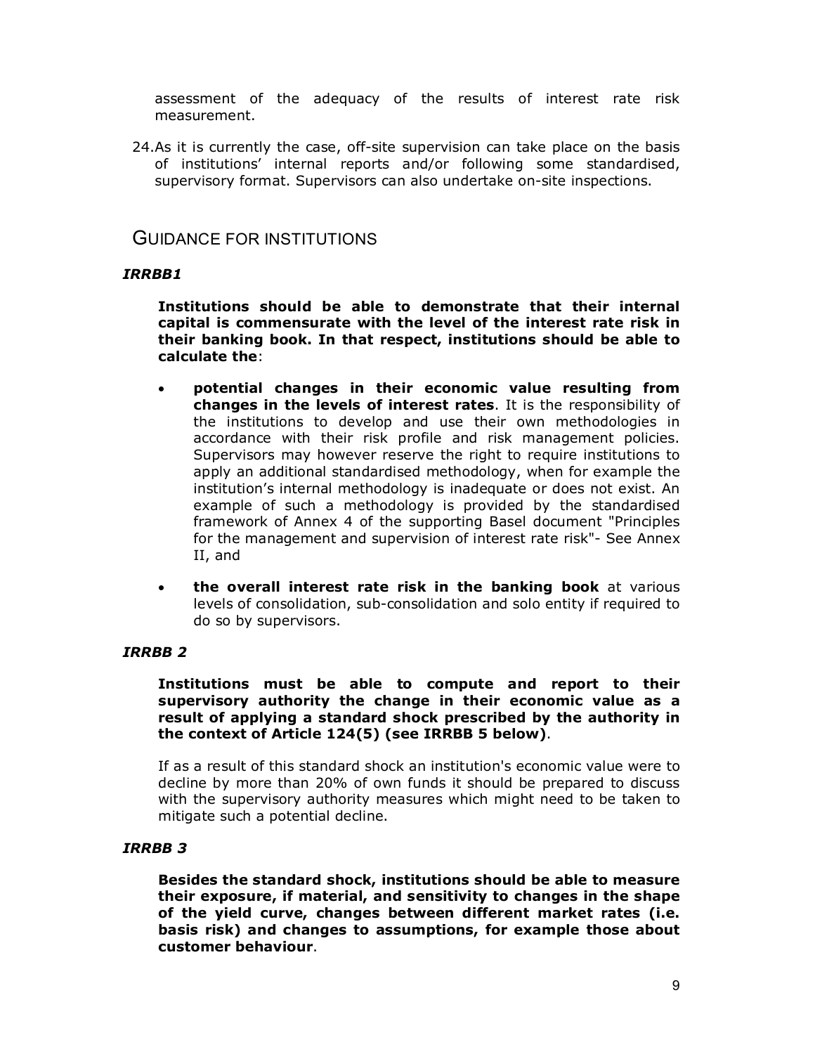assessment of the adequacy of the results of interest rate risk measurement.

24. As it is currently the case, off-site supervision can take place on the basis of institutions' internal reports and/or following some standardised, supervisory format. Supervisors can also undertake on-site inspections.

## GUIDANCE FOR INSTITUTIONS

### *IRRBB1*

**Institutions should be able to demonstrate that their internal capital is commensurate with the level of the interest rate risk in their banking book. In that respect, institutions should be able to calculate the**:

- **potential changes in their economic value resulting from changes in the levels of interest rates**. It is the responsibility of the institutions to develop and use their own methodologies in accordance with their risk profile and risk management policies. Supervisors may however reserve the right to require institutions to apply an additional standardised methodology, when for example the institution's internal methodology is inadequate or does not exist. An example of such a methodology is provided by the standardised framework of Annex 4 of the supporting Basel document "Principles for the management and supervision of interest rate risk"- See Annex II, and
- **the overall interest rate risk in the banking book** at various levels of consolidation, sub-consolidation and solo entity if required to do so by supervisors.

### *IRRBB 2*

**Institutions must be able to compute and report to their supervisory authority the change in their economic value as a result of applying a standard shock prescribed by the authority in the context of Article 124(5) (see IRRBB 5 below)**.

If as a result of this standard shock an institution's economic value were to decline by more than 20% of own funds it should be prepared to discuss with the supervisory authority measures which might need to be taken to mitigate such a potential decline.

### *IRRBB 3*

**Besides the standard shock, institutions should be able to measure their exposure, if material, and sensitivity to changes in the shape of the yield curve, changes between different market rates (i.e. basis risk) and changes to assumptions, for example those about customer behaviour**.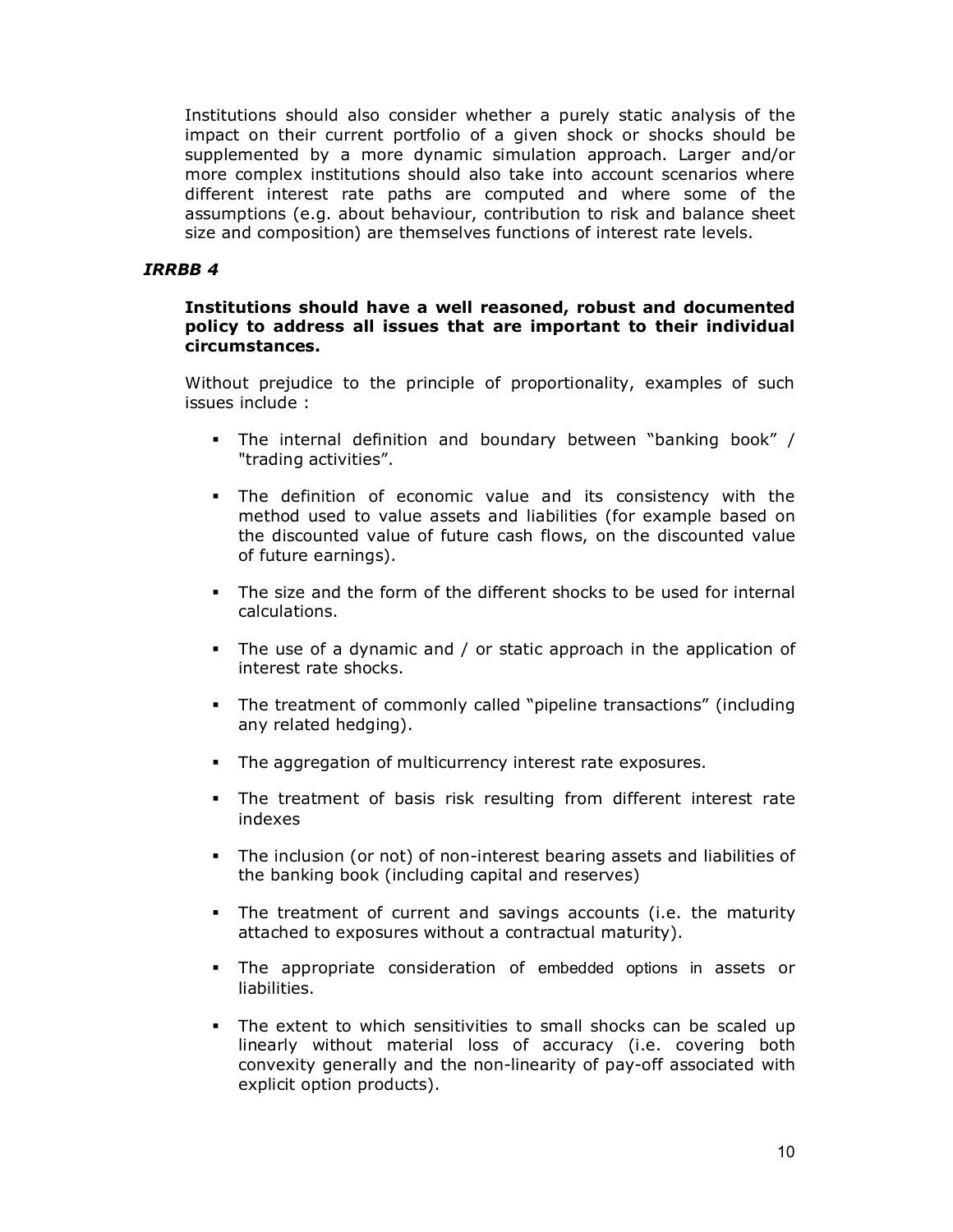Institutions should also consider whether a purely static analysis of the impact on their current portfolio of a given shock or shocks should be supplemented by a more dynamic simulation approach. Larger and/or more complex institutions should also take into account scenarios where different interest rate paths are computed and where some of the assumptions (e.g. about behaviour, contribution to risk and balance sheet size and composition) are themselves functions of interest rate levels.

### *IRRBB 4*

**Institutions should have a well reasoned, robust and documented policy to address all issues that are important to their individual circumstances.**

Without prejudice to the principle of proportionality, examples of such issues include :

- The internal definition and boundary between "banking book" / "trading activities".
- The definition of economic value and its consistency with the method used to value assets and liabilities (for example based on the discounted value of future cash flows, on the discounted value of future earnings).
- The size and the form of the different shocks to be used for internal calculations.
- The use of a dynamic and / or static approach in the application of interest rate shocks.
- The treatment of commonly called "pipeline transactions" (including any related hedging).
- The aggregation of multicurrency interest rate exposures.
- The treatment of basis risk resulting from different interest rate indexes
- The inclusion (or not) of non-interest bearing assets and liabilities of the banking book (including capital and reserves)
- The treatment of current and savings accounts (i.e. the maturity attached to exposures without a contractual maturity).
- The appropriate consideration of embedded options in assets or liabilities.
- The extent to which sensitivities to small shocks can be scaled up linearly without material loss of accuracy (i.e. covering both convexity generally and the non-linearity of pay-off associated with explicit option products).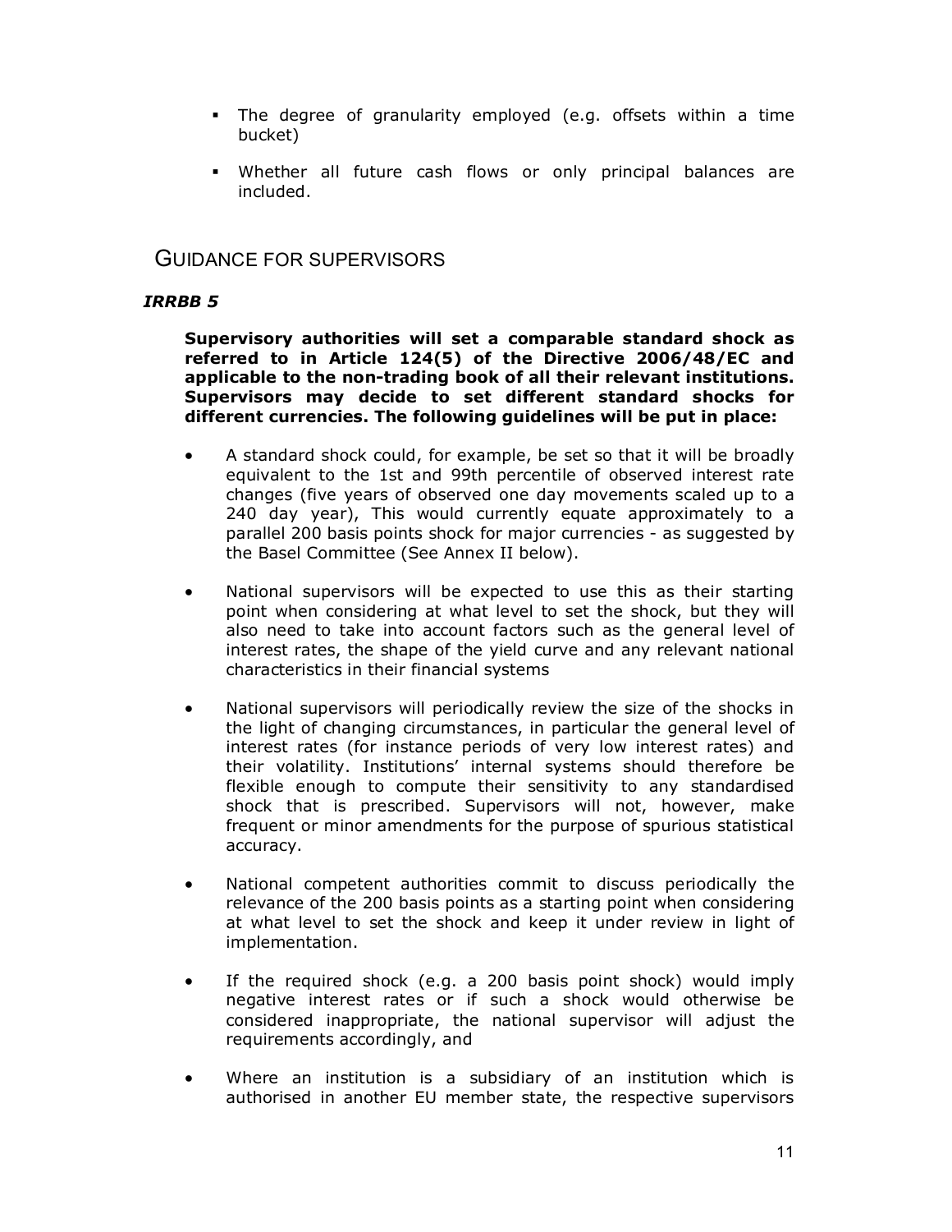- The degree of granularity employed (e.g. offsets within a time bucket)
- Whether all future cash flows or only principal balances are included.

## GUIDANCE FOR SUPERVISORS

### *IRRBB 5*

**Supervisory authorities will set a comparable standard shock as referred to in Article 124(5) of the Directive 2006/48/EC and applicable to the non-trading book of all their relevant institutions. Supervisors may decide to set different standard shocks for different currencies. The following guidelines will be put in place:**

- A standard shock could, for example, be set so that it will be broadly equivalent to the 1st and 99th percentile of observed interest rate changes (five years of observed one day movements scaled up to a 240 day year), This would currently equate approximately to a parallel 200 basis points shock for major currencies - as suggested by the Basel Committee (See Annex II below).
- National supervisors will be expected to use this as their starting point when considering at what level to set the shock, but they will also need to take into account factors such as the general level of interest rates, the shape of the yield curve and any relevant national characteristics in their financial systems
- National supervisors will periodically review the size of the shocks in the light of changing circumstances, in particular the general level of interest rates (for instance periods of very low interest rates) and their volatility. Institutions' internal systems should therefore be flexible enough to compute their sensitivity to any standardised shock that is prescribed. Supervisors will not, however, make frequent or minor amendments for the purpose of spurious statistical accuracy.
- National competent authorities commit to discuss periodically the relevance of the 200 basis points as a starting point when considering at what level to set the shock and keep it under review in light of implementation.
- If the required shock (e.g. a 200 basis point shock) would imply negative interest rates or if such a shock would otherwise be considered inappropriate, the national supervisor will adjust the requirements accordingly, and
- Where an institution is a subsidiary of an institution which is authorised in another EU member state, the respective supervisors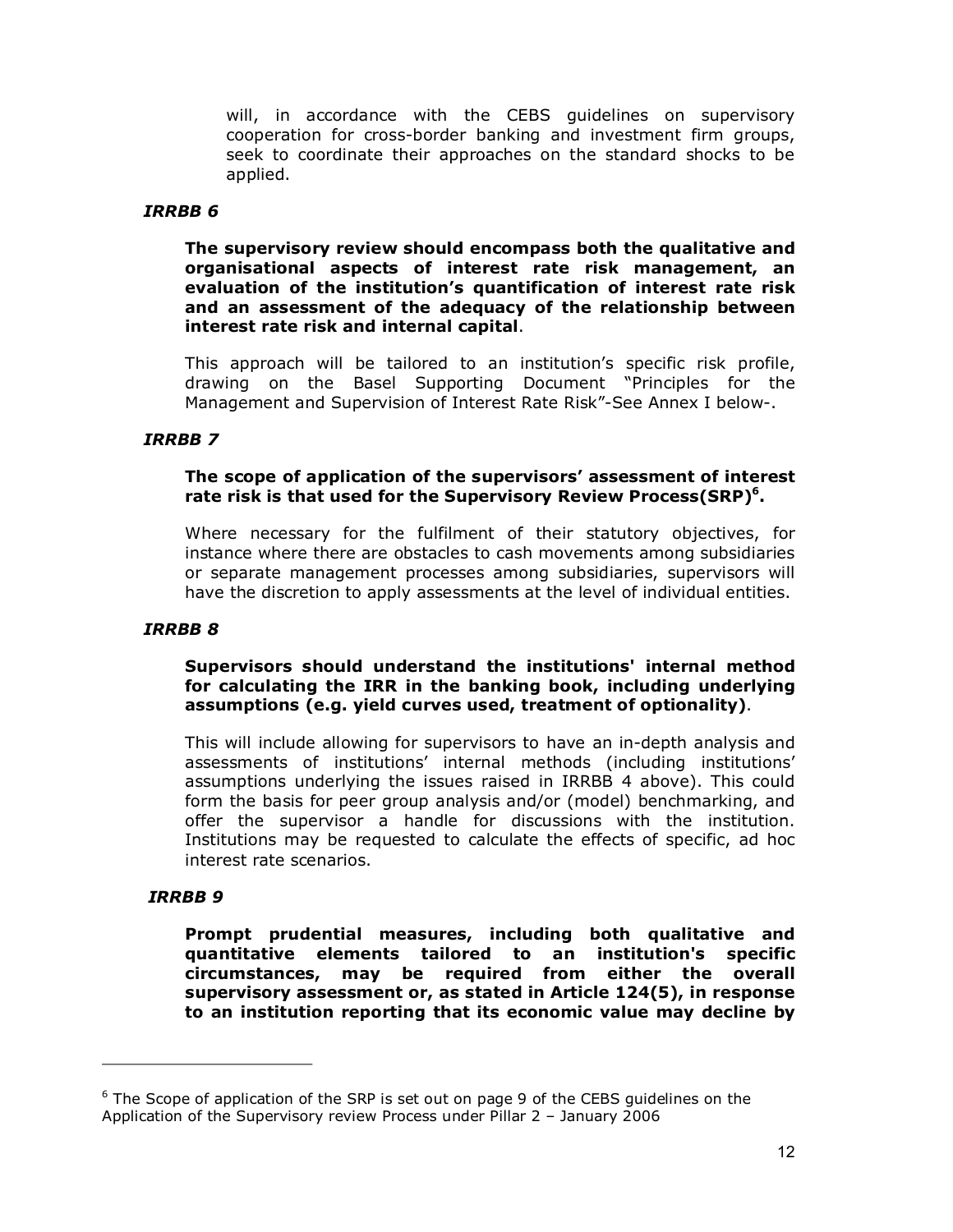will, in accordance with the CEBS guidelines on supervisory cooperation for cross-border banking and investment firm groups, seek to coordinate their approaches on the standard shocks to be applied.

***IRRBB 6***

**The supervisory review should encompass both the qualitative and organisational aspects of interest rate risk management, an evaluation of the institution's quantification of interest rate risk and an assessment of the adequacy of the relationship between interest rate risk and internal capital**.

This approach will be tailored to an institution's specific risk profile, drawing on the Basel Supporting Document "Principles for the Management and Supervision of Interest Rate Risk"-See Annex I below-.

***IRRBB 7***

**The scope of application of the supervisors' assessment of interest rate risk is that used for the Supervisory Review Process(SRP)[6].**

Where necessary for the fulfilment of their statutory objectives, for instance where there are obstacles to cash movements among subsidiaries or separate management processes among subsidiaries, supervisors will have the discretion to apply assessments at the level of individual entities.

***IRRBB 8***

**Supervisors should understand the institutions' internal method for calculating the IRR in the banking book, including underlying assumptions (e.g. yield curves used, treatment of optionality)**.

This will include allowing for supervisors to have an in-depth analysis and assessments of institutions' internal methods (including institutions' assumptions underlying the issues raised in IRRBB 4 above). This could form the basis for peer group analysis and/or (model) benchmarking, and offer the supervisor a handle for discussions with the institution. Institutions may be requested to calculate the effects of specific, ad hoc interest rate scenarios.

***IRRBB 9***

**Prompt prudential measures, including both qualitative and quantitative elements tailored to an institution's specific circumstances, may be required from either the overall supervisory assessment or, as stated in Article 124(5), in response to an institution reporting that its economic value may decline by**

---

[6] The Scope of application of the SRP is set out on page 9 of the CEBS guidelines on the Application of the Supervisory review Process under Pillar 2 – January 2006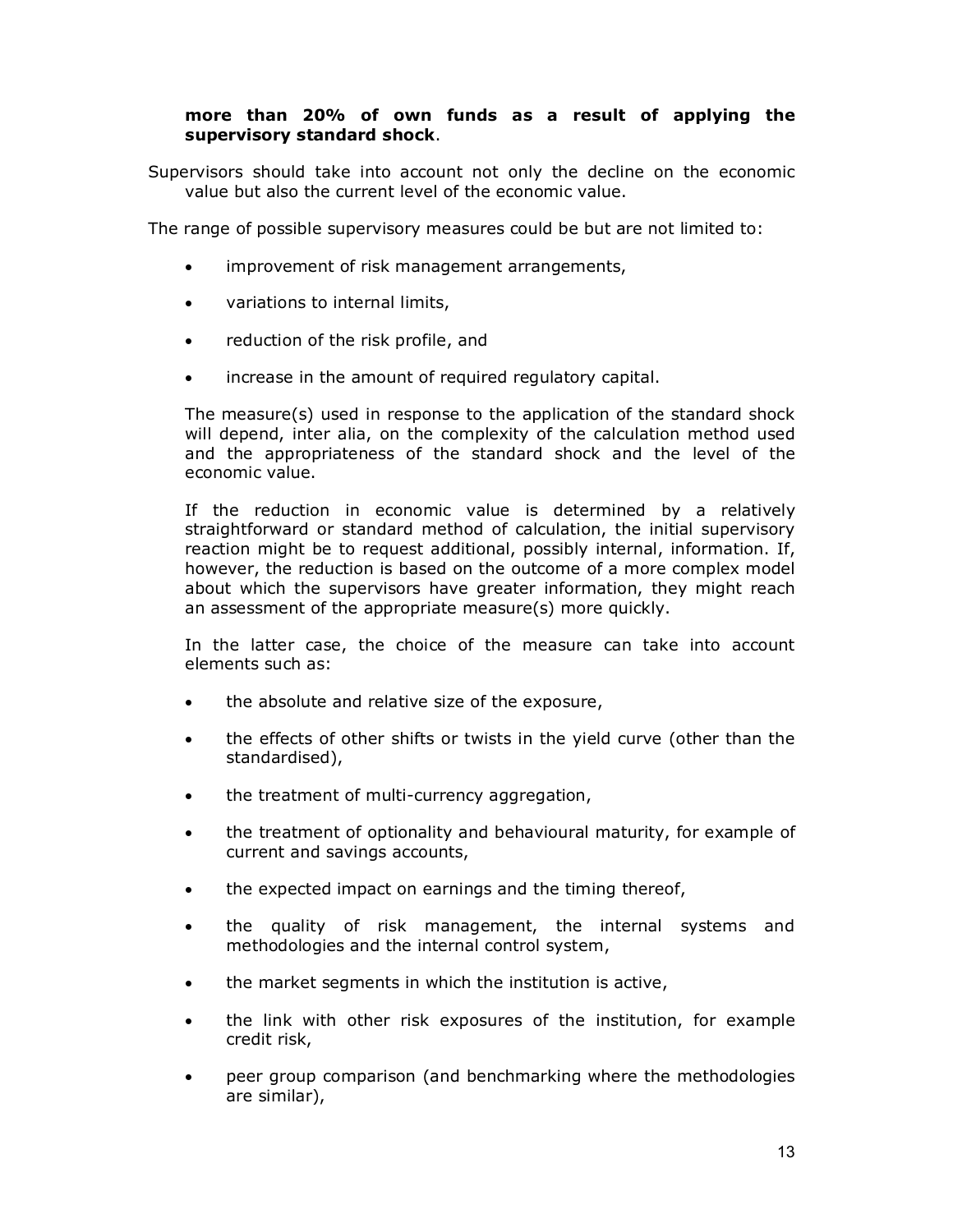**more than 20% of own funds as a result of applying the supervisory standard shock**.

Supervisors should take into account not only the decline on the economic value but also the current level of the economic value.

The range of possible supervisory measures could be but are not limited to:

- improvement of risk management arrangements,
- variations to internal limits,
- reduction of the risk profile, and
- increase in the amount of required regulatory capital.

The measure(s) used in response to the application of the standard shock will depend, inter alia, on the complexity of the calculation method used and the appropriateness of the standard shock and the level of the economic value.

If the reduction in economic value is determined by a relatively straightforward or standard method of calculation, the initial supervisory reaction might be to request additional, possibly internal, information. If, however, the reduction is based on the outcome of a more complex model about which the supervisors have greater information, they might reach an assessment of the appropriate measure(s) more quickly.

In the latter case, the choice of the measure can take into account elements such as:

- the absolute and relative size of the exposure,
- the effects of other shifts or twists in the yield curve (other than the standardised),
- the treatment of multi-currency aggregation,
- the treatment of optionality and behavioural maturity, for example of current and savings accounts,
- the expected impact on earnings and the timing thereof,
- the quality of risk management, the internal systems and methodologies and the internal control system,
- the market segments in which the institution is active,
- the link with other risk exposures of the institution, for example credit risk,
- peer group comparison (and benchmarking where the methodologies are similar),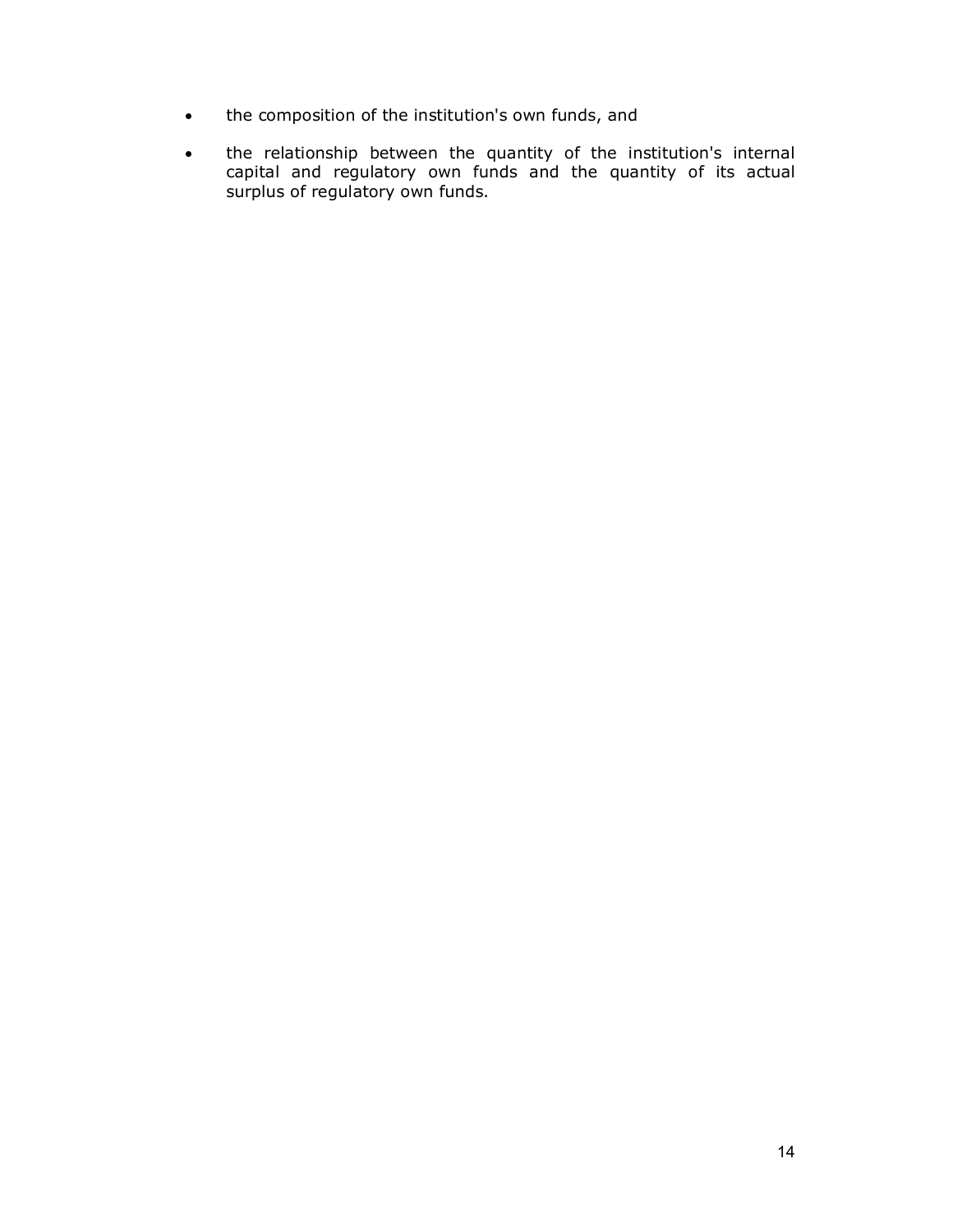- the composition of the institution's own funds, and
- the relationship between the quantity of the institution's internal capital and regulatory own funds and the quantity of its actual surplus of regulatory own funds.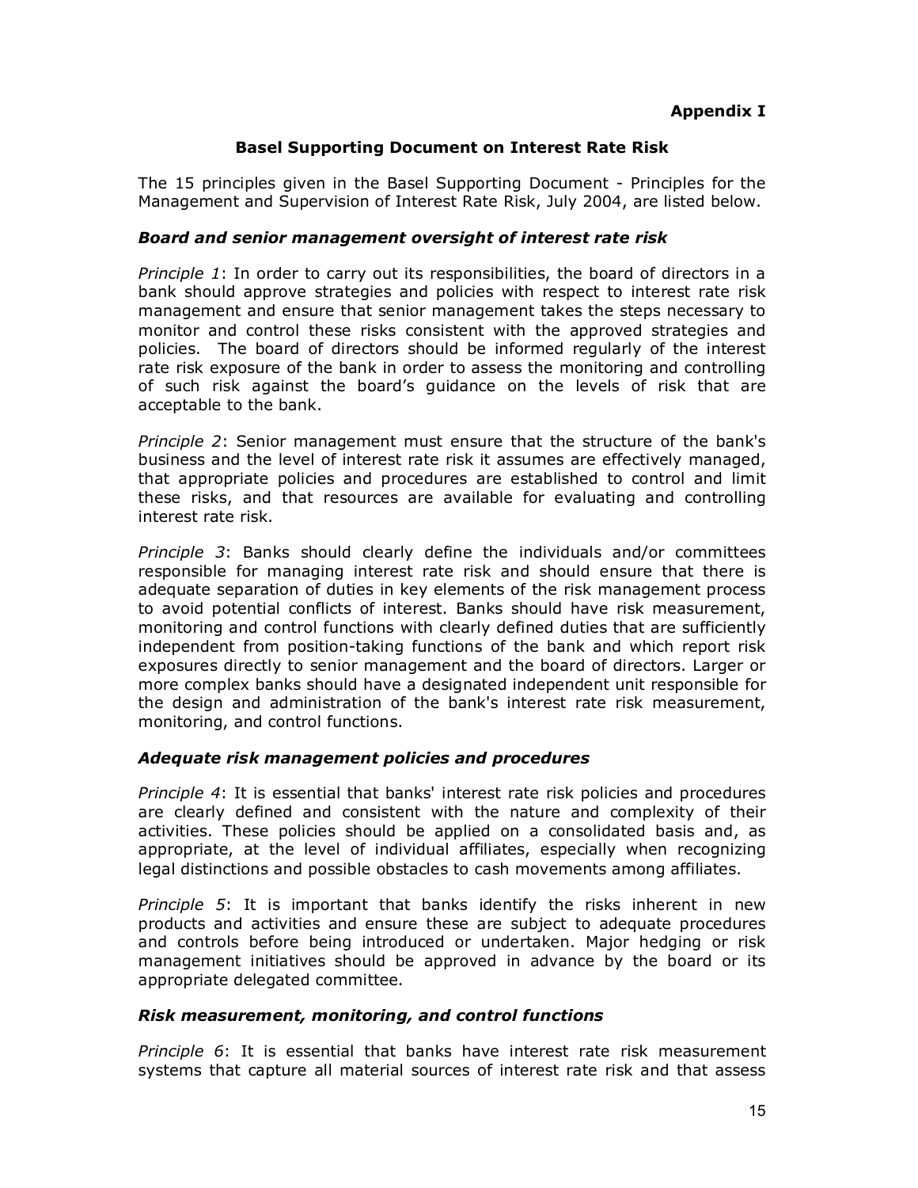**Appendix I**

## Basel Supporting Document on Interest Rate Risk

The 15 principles given in the Basel Supporting Document - Principles for the Management and Supervision of Interest Rate Risk, July 2004, are listed below.

### *Board and senior management oversight of interest rate risk*

*Principle 1*: In order to carry out its responsibilities, the board of directors in a bank should approve strategies and policies with respect to interest rate risk management and ensure that senior management takes the steps necessary to monitor and control these risks consistent with the approved strategies and policies. The board of directors should be informed regularly of the interest rate risk exposure of the bank in order to assess the monitoring and controlling of such risk against the board's guidance on the levels of risk that are acceptable to the bank.

*Principle 2*: Senior management must ensure that the structure of the bank's business and the level of interest rate risk it assumes are effectively managed, that appropriate policies and procedures are established to control and limit these risks, and that resources are available for evaluating and controlling interest rate risk.

*Principle 3*: Banks should clearly define the individuals and/or committees responsible for managing interest rate risk and should ensure that there is adequate separation of duties in key elements of the risk management process to avoid potential conflicts of interest. Banks should have risk measurement, monitoring and control functions with clearly defined duties that are sufficiently independent from position-taking functions of the bank and which report risk exposures directly to senior management and the board of directors. Larger or more complex banks should have a designated independent unit responsible for the design and administration of the bank's interest rate risk measurement, monitoring, and control functions.

### *Adequate risk management policies and procedures*

*Principle 4*: It is essential that banks' interest rate risk policies and procedures are clearly defined and consistent with the nature and complexity of their activities. These policies should be applied on a consolidated basis and, as appropriate, at the level of individual affiliates, especially when recognizing legal distinctions and possible obstacles to cash movements among affiliates.

*Principle 5*: It is important that banks identify the risks inherent in new products and activities and ensure these are subject to adequate procedures and controls before being introduced or undertaken. Major hedging or risk management initiatives should be approved in advance by the board or its appropriate delegated committee.

### *Risk measurement, monitoring, and control functions*

*Principle 6*: It is essential that banks have interest rate risk measurement systems that capture all material sources of interest rate risk and that assess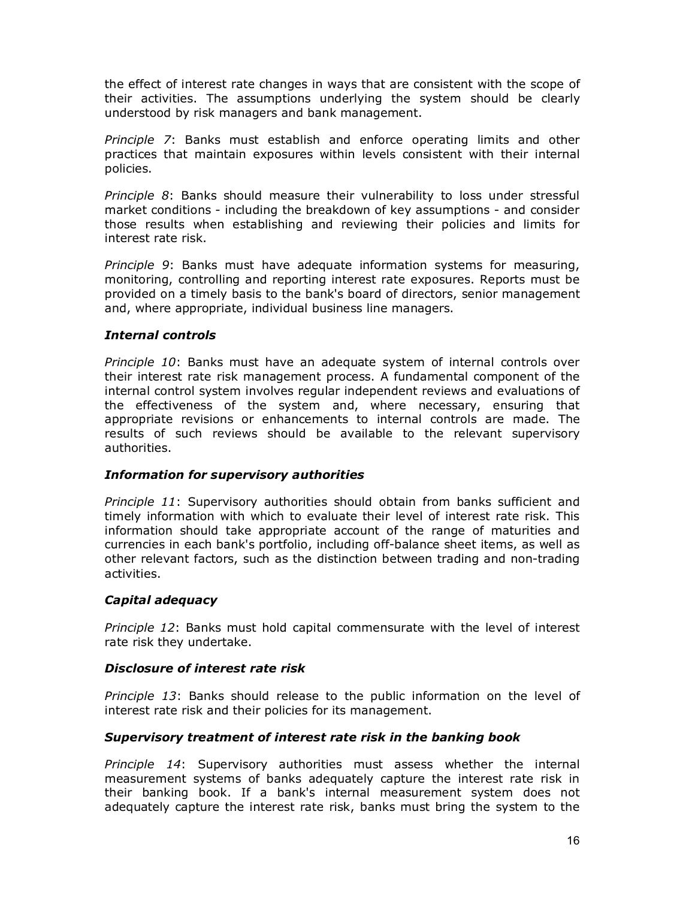the effect of interest rate changes in ways that are consistent with the scope of their activities. The assumptions underlying the system should be clearly understood by risk managers and bank management.

*Principle 7*: Banks must establish and enforce operating limits and other practices that maintain exposures within levels consistent with their internal policies.

*Principle 8*: Banks should measure their vulnerability to loss under stressful market conditions - including the breakdown of key assumptions - and consider those results when establishing and reviewing their policies and limits for interest rate risk.

*Principle 9*: Banks must have adequate information systems for measuring, monitoring, controlling and reporting interest rate exposures. Reports must be provided on a timely basis to the bank's board of directors, senior management and, where appropriate, individual business line managers.

***Internal controls***

*Principle 10*: Banks must have an adequate system of internal controls over their interest rate risk management process. A fundamental component of the internal control system involves regular independent reviews and evaluations of the effectiveness of the system and, where necessary, ensuring that appropriate revisions or enhancements to internal controls are made. The results of such reviews should be available to the relevant supervisory authorities.

***Information for supervisory authorities***

*Principle 11*: Supervisory authorities should obtain from banks sufficient and timely information with which to evaluate their level of interest rate risk. This information should take appropriate account of the range of maturities and currencies in each bank's portfolio, including off-balance sheet items, as well as other relevant factors, such as the distinction between trading and non-trading activities.

***Capital adequacy***

*Principle 12*: Banks must hold capital commensurate with the level of interest rate risk they undertake.

***Disclosure of interest rate risk***

*Principle 13*: Banks should release to the public information on the level of interest rate risk and their policies for its management.

***Supervisory treatment of interest rate risk in the banking book***

*Principle 14*: Supervisory authorities must assess whether the internal measurement systems of banks adequately capture the interest rate risk in their banking book. If a bank's internal measurement system does not adequately capture the interest rate risk, banks must bring the system to the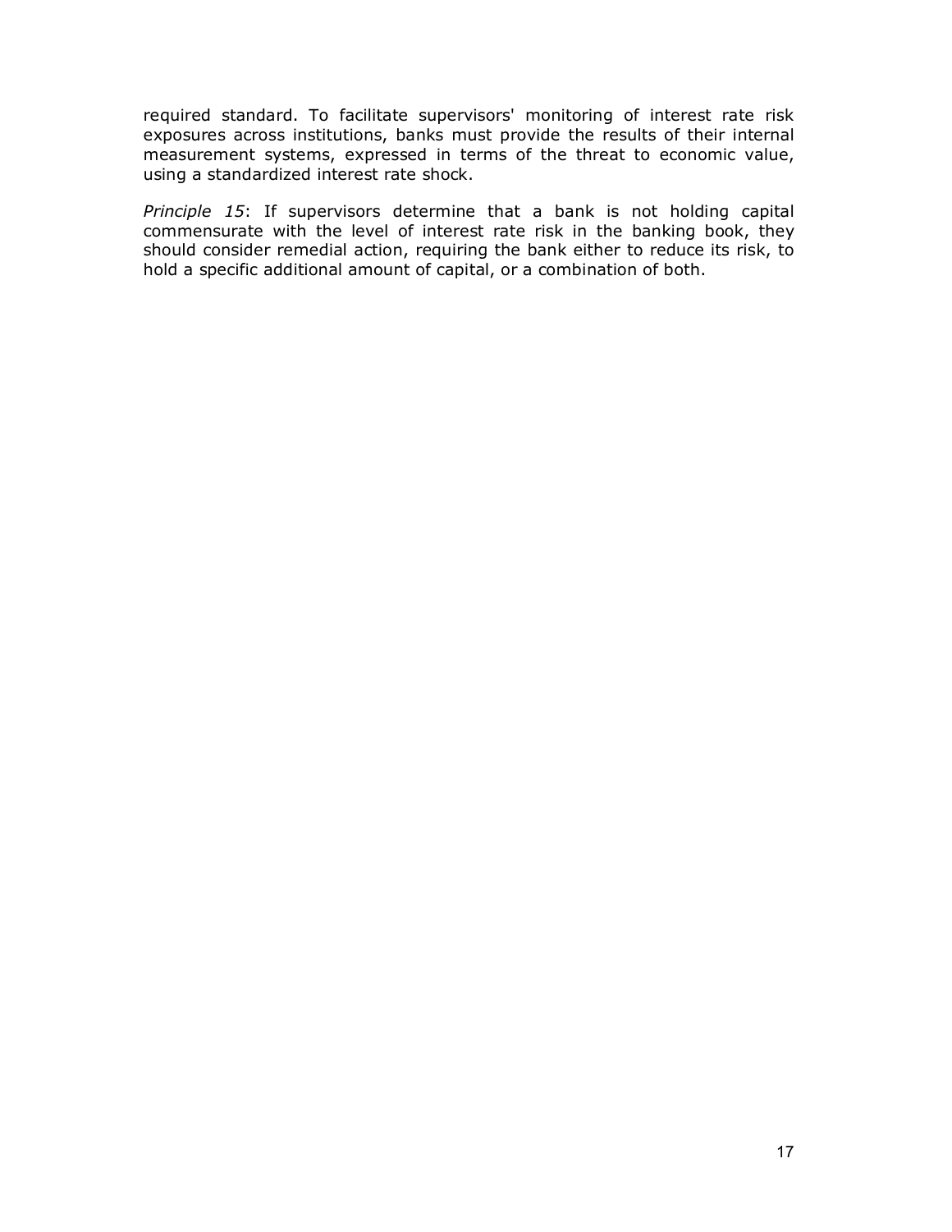required standard. To facilitate supervisors' monitoring of interest rate risk exposures across institutions, banks must provide the results of their internal measurement systems, expressed in terms of the threat to economic value, using a standardized interest rate shock.

*Principle 15*: If supervisors determine that a bank is not holding capital commensurate with the level of interest rate risk in the banking book, they should consider remedial action, requiring the bank either to reduce its risk, to hold a specific additional amount of capital, or a combination of both.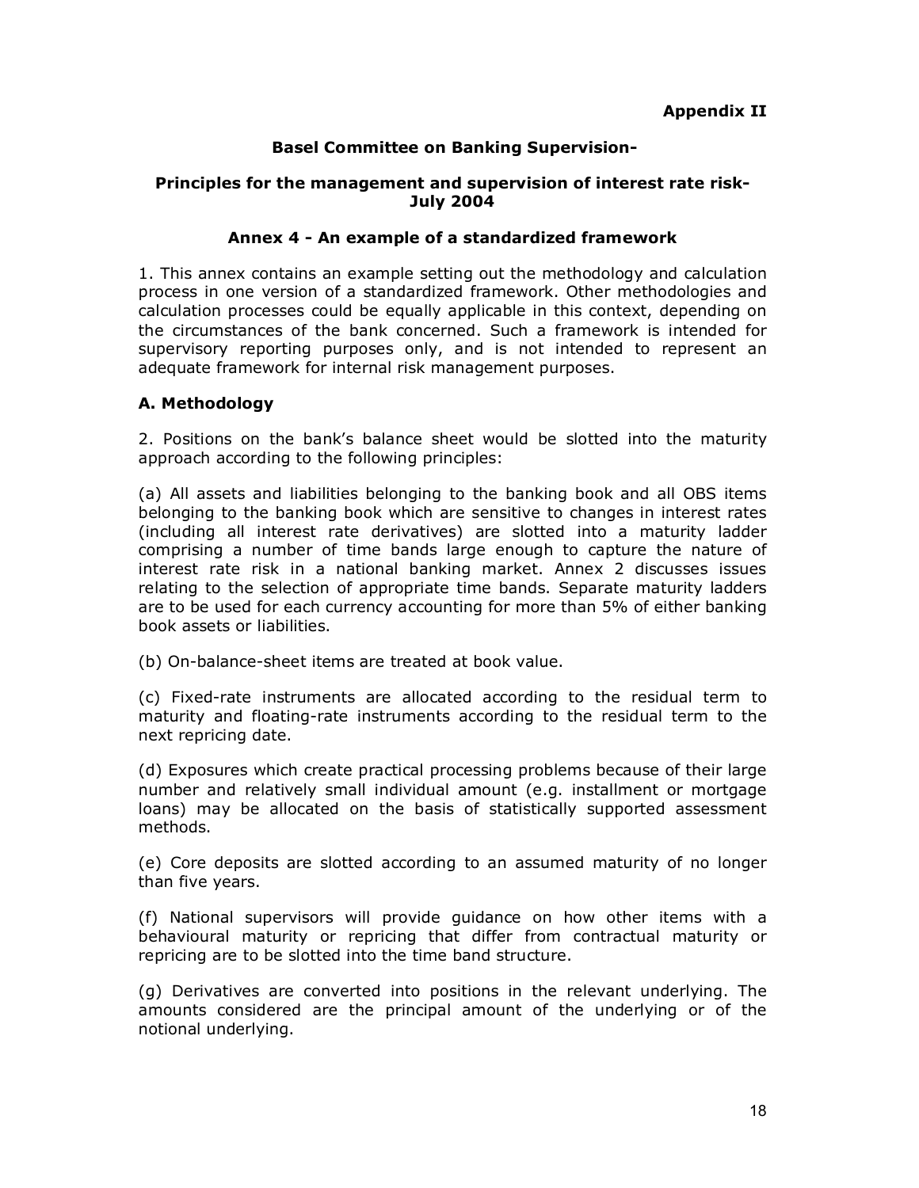**Appendix II**

**Basel Committee on Banking Supervision-**

**Principles for the management and supervision of interest rate risk-July 2004**

**Annex 4 - An example of a standardized framework**

1. This annex contains an example setting out the methodology and calculation process in one version of a standardized framework. Other methodologies and calculation processes could be equally applicable in this context, depending on the circumstances of the bank concerned. Such a framework is intended for supervisory reporting purposes only, and is not intended to represent an adequate framework for internal risk management purposes.

## A. Methodology

2. Positions on the bank's balance sheet would be slotted into the maturity approach according to the following principles:

(a) All assets and liabilities belonging to the banking book and all OBS items belonging to the banking book which are sensitive to changes in interest rates (including all interest rate derivatives) are slotted into a maturity ladder comprising a number of time bands large enough to capture the nature of interest rate risk in a national banking market. Annex 2 discusses issues relating to the selection of appropriate time bands. Separate maturity ladders are to be used for each currency accounting for more than 5% of either banking book assets or liabilities.

(b) On-balance-sheet items are treated at book value.

(c) Fixed-rate instruments are allocated according to the residual term to maturity and floating-rate instruments according to the residual term to the next repricing date.

(d) Exposures which create practical processing problems because of their large number and relatively small individual amount (e.g. installment or mortgage loans) may be allocated on the basis of statistically supported assessment methods.

(e) Core deposits are slotted according to an assumed maturity of no longer than five years.

(f) National supervisors will provide guidance on how other items with a behavioural maturity or repricing that differ from contractual maturity or repricing are to be slotted into the time band structure.

(g) Derivatives are converted into positions in the relevant underlying. The amounts considered are the principal amount of the underlying or of the notional underlying.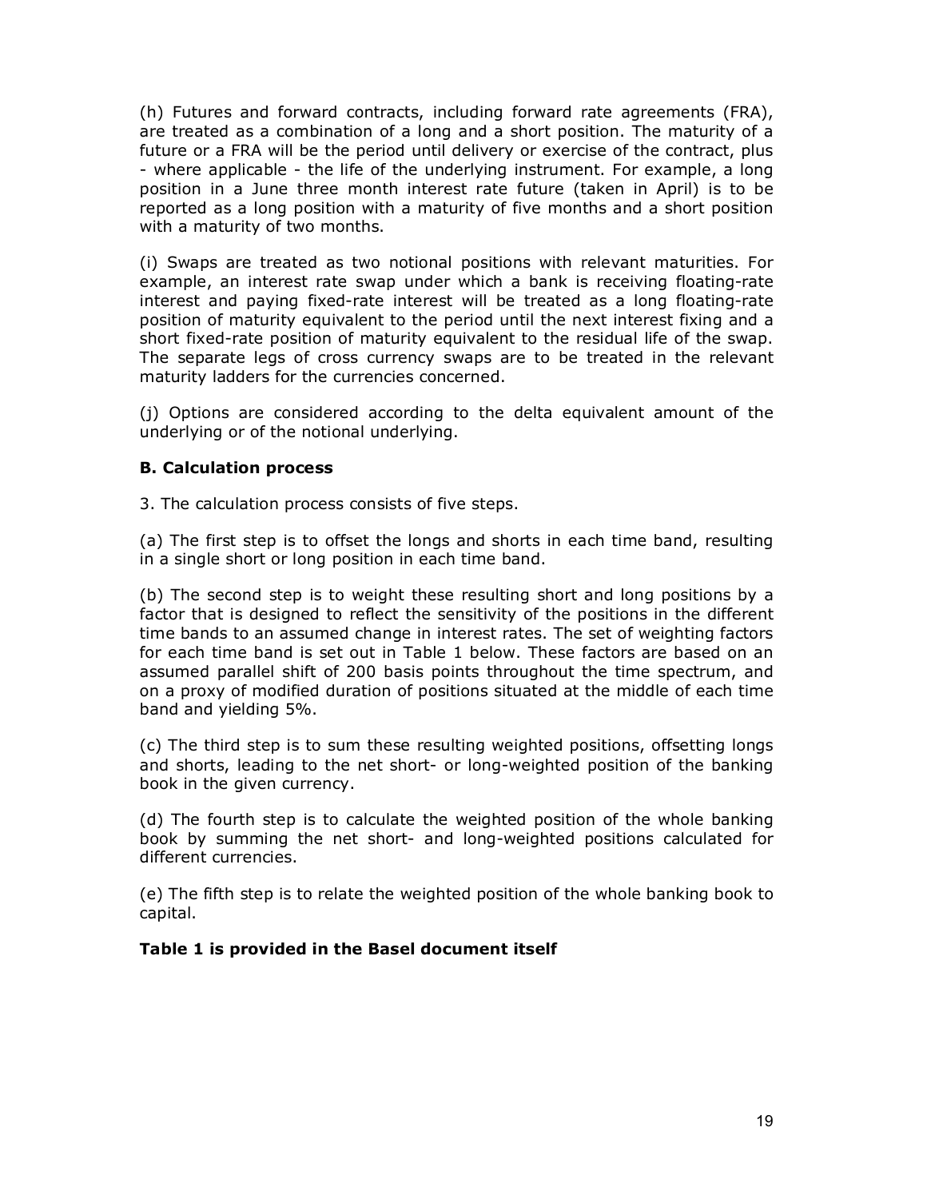(h) Futures and forward contracts, including forward rate agreements (FRA), are treated as a combination of a long and a short position. The maturity of a future or a FRA will be the period until delivery or exercise of the contract, plus - where applicable - the life of the underlying instrument. For example, a long position in a June three month interest rate future (taken in April) is to be reported as a long position with a maturity of five months and a short position with a maturity of two months.

(i) Swaps are treated as two notional positions with relevant maturities. For example, an interest rate swap under which a bank is receiving floating-rate interest and paying fixed-rate interest will be treated as a long floating-rate position of maturity equivalent to the period until the next interest fixing and a short fixed-rate position of maturity equivalent to the residual life of the swap. The separate legs of cross currency swaps are to be treated in the relevant maturity ladders for the currencies concerned.

(j) Options are considered according to the delta equivalent amount of the underlying or of the notional underlying.

**B. Calculation process**

3. The calculation process consists of five steps.

(a) The first step is to offset the longs and shorts in each time band, resulting in a single short or long position in each time band.

(b) The second step is to weight these resulting short and long positions by a factor that is designed to reflect the sensitivity of the positions in the different time bands to an assumed change in interest rates. The set of weighting factors for each time band is set out in Table 1 below. These factors are based on an assumed parallel shift of 200 basis points throughout the time spectrum, and on a proxy of modified duration of positions situated at the middle of each time band and yielding 5%.

(c) The third step is to sum these resulting weighted positions, offsetting longs and shorts, leading to the net short- or long-weighted position of the banking book in the given currency.

(d) The fourth step is to calculate the weighted position of the whole banking book by summing the net short- and long-weighted positions calculated for different currencies.

(e) The fifth step is to relate the weighted position of the whole banking book to capital.

**Table 1 is provided in the Basel document itself**